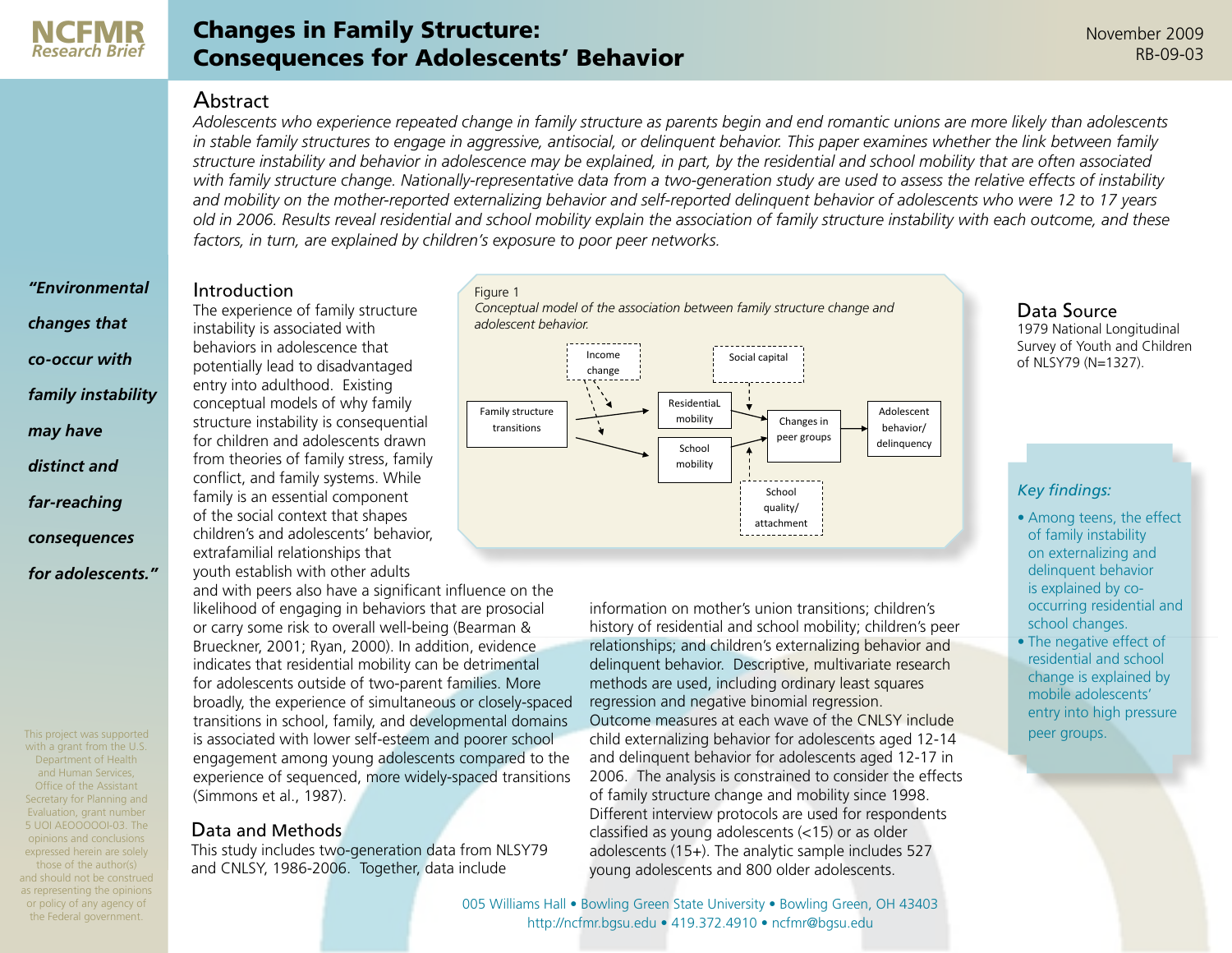NCFMR Research Brief

# Changes in Family Structure: Consequences for Adolescents' Behavior

November 2009
RB-09-03

## Abstract

*Adolescents who experience repeated change in family structure as parents begin and end romantic unions are more likely than adolescents in stable family structures to engage in aggressive, antisocial, or delinquent behavior. This paper examines whether the link between family structure instability and behavior in adolescence may be explained, in part, by the residential and school mobility that are often associated with family structure change. Nationally-representative data from a two-generation study are used to assess the relative effects of instability and mobility on the mother-reported externalizing behavior and self-reported delinquent behavior of adolescents who were 12 to 17 years old in 2006. Results reveal residential and school mobility explain the association of family structure instability with each outcome, and these factors, in turn, are explained by children's exposure to poor peer networks.*

***"Environmental changes that co-occur with family instability may have distinct and far-reaching consequences for adolescents."***

## Introduction

The experience of family structure instability is associated with behaviors in adolescence that potentially lead to disadvantaged entry into adulthood. Existing conceptual models of why family structure instability is consequential for children and adolescents drawn from theories of family stress, family conflict, and family systems. While family is an essential component of the social context that shapes children's and adolescents' behavior, extrafamilial relationships that youth establish with other adults and with peers also have a significant influence on the likelihood of engaging in behaviors that are prosocial or carry some risk to overall well-being (Bearman & Brueckner, 2001; Ryan, 2000). In addition, evidence indicates that residential mobility can be detrimental for adolescents outside of two-parent families. More broadly, the experience of simultaneous or closely-spaced transitions in school, family, and developmental domains is associated with lower self-esteem and poorer school engagement among young adolescents compared to the experience of sequenced, more widely-spaced transitions (Simmons et al., 1987).

Figure 1
*Conceptual model of the association between family structure change and adolescent behavior.*

(Diagram elements: Family structure transitions → Residential mobility, School mobility; Income change (dashed); Social capital (dashed); School quality/attachment (dashed); Residential mobility, School mobility → Changes in peer groups → Adolescent behavior/delinquency)

## Data and Methods

This study includes two-generation data from NLSY79 and CNLSY, 1986-2006. Together, data include information on mother's union transitions; children's history of residential and school mobility; children's peer relationships; and children's externalizing behavior and delinquent behavior. Descriptive, multivariate research methods are used, including ordinary least squares regression and negative binomial regression. Outcome measures at each wave of the CNLSY include child externalizing behavior for adolescents aged 12-14 and delinquent behavior for adolescents aged 12-17 in 2006. The analysis is constrained to consider the effects of family structure change and mobility since 1998. Different interview protocols are used for respondents classified as young adolescents (<15) or as older adolescents (15+). The analytic sample includes 527 young adolescents and 800 older adolescents.

## Data Source

1979 National Longitudinal Survey of Youth and Children of NLSY79 (N=1327).

### *Key findings:*

- Among teens, the effect of family instability on externalizing and delinquent behavior is explained by co-occurring residential and school changes.
- The negative effect of residential and school change is explained by mobile adolescents' entry into high pressure peer groups.

This project was supported with a grant from the U.S. Department of Health and Human Services, Office of the Assistant Secretary for Planning and Evaluation, grant number 5 UOI AEOOOOOI-03. The opinions and conclusions expressed herein are solely those of the author(s) and should not be construed as representing the opinions or policy of any agency of the Federal government.

005 Williams Hall • Bowling Green State University • Bowling Green, OH 43403
http://ncfmr.bgsu.edu • 419.372.4910 • ncfmr@bgsu.edu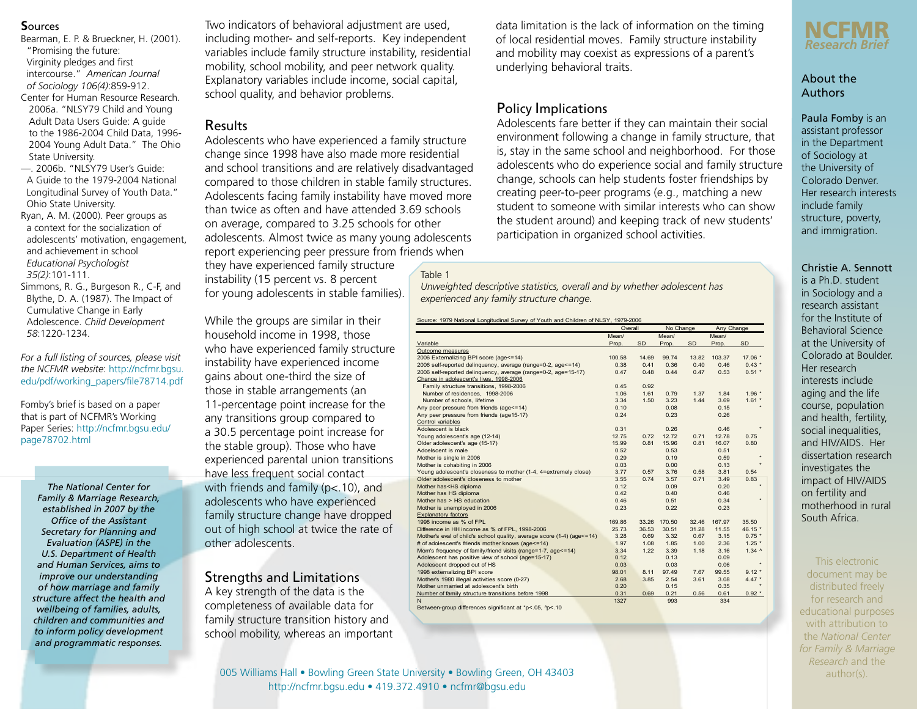## Sources

Bearman, E. P. & Brueckner, H. (2001). "Promising the future: Virginity pledges and first intercourse." *American Journal of Sociology 106(4)*:859-912.

Center for Human Resource Research. 2006a. "NLSY79 Child and Young Adult Data Users Guide: A guide to the 1986-2004 Child Data, 1996-2004 Young Adult Data." The Ohio State University.

—. 2006b. "NLSY79 User's Guide: A Guide to the 1979-2004 National Longitudinal Survey of Youth Data." Ohio State University.

Ryan, A. M. (2000). Peer groups as a context for the socialization of adolescents' motivation, engagement, and achievement in school *Educational Psychologist 35(2)*:101-111.

Simmons, R. G., Burgeson R., C-F, and Blythe, D. A. (1987). The Impact of Cumulative Change in Early Adolescence. *Child Development 58*:1220-1234.

*For a full listing of sources, please visit the NCFMR website*: http://ncfmr.bgsu.edu/pdf/working_papers/file78714.pdf

Fomby's brief is based on a paper that is part of NCFMR's Working Paper Series: http://ncfmr.bgsu.edu/page78702.html

*The National Center for Family & Marriage Research, established in 2007 by the Office of the Assistant Secretary for Planning and Evaluation (ASPE) in the U.S. Department of Health and Human Services, aims to improve our understanding of how marriage and family structure affect the health and wellbeing of families, adults, children and communities and to inform policy development and programmatic responses.*

Two indicators of behavioral adjustment are used, including mother- and self-reports. Key independent variables include family structure instability, residential mobility, school mobility, and peer network quality. Explanatory variables include income, social capital, school quality, and behavior problems.

## Results

Adolescents who have experienced a family structure change since 1998 have also made more residential and school transitions and are relatively disadvantaged compared to those children in stable family structures. Adolescents facing family instability have moved more than twice as often and have attended 3.69 schools on average, compared to 3.25 schools for other adolescents. Almost twice as many young adolescents report experiencing peer pressure from friends when they have experienced family structure instability (15 percent vs. 8 percent for young adolescents in stable families).

While the groups are similar in their household income in 1998, those who have experienced family structure instability have experienced income gains about one-third the size of those in stable arrangements (an 11-percentage point increase for the any transitions group compared to a 30.5 percentage point increase for the stable group). Those who have experienced parental union transitions have less frequent social contact with friends and family ($p<.10$), and adolescents who have experienced family structure change have dropped out of high school at twice the rate of other adolescents.

## Strengths and Limitations

A key strength of the data is the completeness of available data for family structure transition history and school mobility, whereas an important data limitation is the lack of information on the timing of local residential moves. Family structure instability and mobility may coexist as expressions of a parent's underlying behavioral traits.

## Policy Implications

Adolescents fare better if they can maintain their social environment following a change in family structure, that is, stay in the same school and neighborhood. For those adolescents who do experience social and family structure change, schools can help students foster friendships by creating peer-to-peer programs (e.g., matching a new student to someone with similar interests who can show the student around) and keeping track of new students' participation in organized school activities.

Table 1

*Unweighted descriptive statistics, overall and by whether adolescent has experienced any family structure change.*

Source: 1979 National Longitudinal Survey of Youth and Children of NLSY, 1979-2006

| Variable | Overall Mean/ Prop. | Overall SD | No Change Mean/ Prop. | No Change SD | Any Change Mean/ Prop. | Any Change SD | |
|---|---|---|---|---|---|---|---|
| Outcome measures | | | | | | | |
| 2006 Externalizing BPI score (age<=14) | 100.58 | 14.69 | 99.74 | 13.82 | 103.37 | 17.06 | * |
| 2006 self-reported delinquency, average (range=0-2, age<=14) | 0.38 | 0.41 | 0.36 | 0.40 | 0.46 | 0.43 | * |
| 2006 self-reported delinquency, average (range=0-2, age=15-17) | 0.47 | 0.48 | 0.44 | 0.47 | 0.53 | 0.51 | * |
| Change in adolescent's lives, 1998-2006 | | | | | | | |
| Family structure transitions, 1998-2006 | 0.45 | 0.92 | | | | | |
| Number of residences, 1998-2006 | 1.06 | 1.61 | 0.79 | 1.37 | 1.84 | 1.96 | * |
| Number of schools, lifetime | 3.34 | 1.50 | 3.23 | 1.44 | 3.69 | 1.61 | * |
| Any peer pressure from friends (age<=14) | 0.10 | | 0.08 | | 0.15 | | * |
| Any peer pressure from friends (age15-17) | 0.24 | | 0.23 | | 0.26 | | |
| Control variables | | | | | | | |
| Adolescent is black | 0.31 | | 0.26 | | 0.46 | | * |
| Young adolescent's age (12-14) | 12.75 | 0.72 | 12.72 | 0.71 | 12.78 | 0.75 | |
| Older adolescent's age (15-17) | 15.99 | 0.81 | 15.96 | 0.81 | 16.07 | 0.80 | |
| Adoelscent is male | 0.52 | | 0.53 | | 0.51 | | |
| Mother is single in 2006 | 0.29 | | 0.19 | | 0.59 | | * |
| Mother is cohabiting in 2006 | 0.03 | | 0.00 | | 0.13 | | * |
| Young adolescent's closeness to mother (1-4, 4=extremely close) | 3.77 | 0.57 | 3.76 | 0.58 | 3.81 | 0.54 | |
| Older adolescent's closeness to mother | 3.55 | 0.74 | 3.57 | 0.71 | 3.49 | 0.83 | |
| Mother has<HS diploma | 0.12 | | 0.09 | | 0.20 | | * |
| Mother has HS diploma | 0.42 | | 0.40 | | 0.46 | | |
| Mother has > HS education | 0.46 | | 0.51 | | 0.34 | | * |
| Mother is unemployed in 2006 | 0.23 | | 0.22 | | 0.23 | | |
| Explanatory factors | | | | | | | |
| 1998 income as % of FPL | 169.86 | 33.26 | 170.50 | 32.46 | 167.97 | 35.50 | |
| Difference in HH income as % of FPL, 1998-2006 | 25.73 | 36.53 | 30.51 | 31.28 | 11.55 | 46.15 | * |
| Mother's eval of child's school quality, average score (1-4) (age<=14) | 3.28 | 0.69 | 3.32 | 0.67 | 3.15 | 0.75 | * |
| # of adolescent's friends mother knows (age<=14) | 1.97 | 1.08 | 1.85 | 1.00 | 2.36 | 1.25 | * |
| Mom's frequency of family/friend visits (range=1-7, age<=14) | 3.34 | 1.22 | 3.39 | 1.18 | 3.16 | 1.34 | ^ |
| Adolescent has positive view of school (age=15-17) | 0.12 | | 0.13 | | 0.09 | | |
| Adolescent dropped out of HS | 0.03 | | 0.03 | | 0.06 | | * |
| 1998 externalizing BPI score | 98.01 | 8.11 | 97.49 | 7.67 | 99.55 | 9.12 | * |
| Mother's 1980 illegal activities score (0-27) | 2.68 | 3.85 | 2.54 | 3.61 | 3.08 | 4.47 | * |
| Mother unmarried at adolescent's birth | 0.20 | | 0.15 | | 0.35 | | * |
| Number of family structure transitions before 1998 | 0.31 | 0.69 | 0.21 | 0.56 | 0.61 | 0.92 | * |
| N | 1327 | | 993 | | 334 | | |

Between-group differences significant at *p<.05, ^p<.10

## About the Authors

**Paula Fomby** is an assistant professor in the Department of Sociology at the University of Colorado Denver. Her research interests include family structure, poverty, and immigration.

**Christie A. Sennott** is a Ph.D. student in Sociology and a research assistant for the Institute of Behavioral Science at the University of Colorado at Boulder. Her research interests include aging and the life course, population and health, fertility, social inequalities, and HIV/AIDS. Her dissertation research investigates the impact of HIV/AIDS on fertility and motherhood in rural South Africa.

This electronic document may be distributed freely for research and educational purposes with attribution to the *National Center for Family & Marriage Research* and the author(s).

005 Williams Hall • Bowling Green State University • Bowling Green, OH 43403
http://ncfmr.bgsu.edu • 419.372.4910 • ncfmr@bgsu.edu